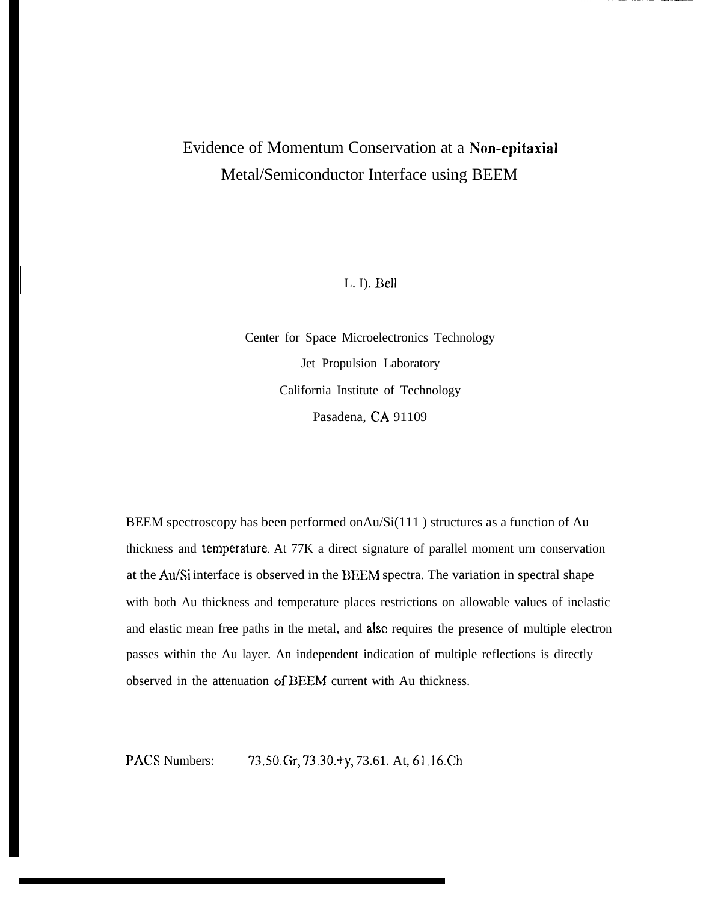# Evidence of Momentum Conservation at a Non-epitaxial Metal/Semiconductor Interface using BEEM

L. D. Bell

Center for Space Microelectronics Technology
Jet Propulsion Laboratory
California Institute of Technology
Pasadena, CA 91109

BEEM spectroscopy has been performed on Au/Si(111) structures as a function of Au thickness and temperature. At 77K a direct signature of parallel momentum conservation at the Au/Si interface is observed in the BEEM spectra. The variation in spectral shape with both Au thickness and temperature places restrictions on allowable values of inelastic and elastic mean free paths in the metal, and also requires the presence of multiple electron passes within the Au layer. An independent indication of multiple reflections is directly observed in the attenuation of BEEM current with Au thickness.

PACS Numbers: 73.50.Gr, 73.30.+y, 73.61.At, 61.16.Ch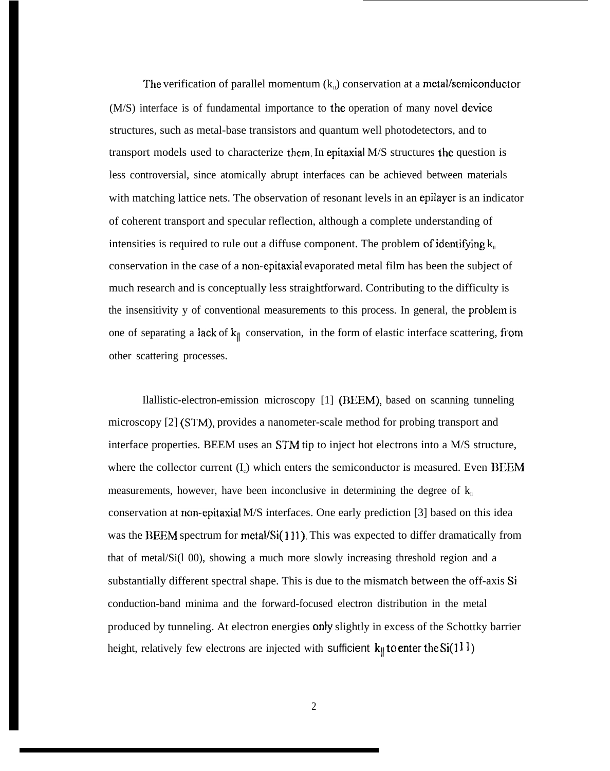The verification of parallel momentum ($k_{\parallel}$) conservation at a metal/semiconductor (M/S) interface is of fundamental importance to the operation of many novel device structures, such as metal-base transistors and quantum well photodetectors, and to transport models used to characterize them. In epitaxial M/S structures the question is less controversial, since atomically abrupt interfaces can be achieved between materials with matching lattice nets. The observation of resonant levels in an epilayer is an indicator of coherent transport and specular reflection, although a complete understanding of intensities is required to rule out a diffuse component. The problem of identifying $k_{\parallel}$ conservation in the case of a non-epitaxial evaporated metal film has been the subject of much research and is conceptually less straightforward. Contributing to the difficulty is the insensitivity y of conventional measurements to this process. In general, the problem is one of separating a lack of $k_{\parallel}$ conservation, in the form of elastic interface scattering, from other scattering processes.

Ilallistic-electron-emission microscopy [1] (BEEM), based on scanning tunneling microscopy [2] (STM), provides a nanometer-scale method for probing transport and interface properties. BEEM uses an STM tip to inject hot electrons into a M/S structure, where the collector current ($I_c$) which enters the semiconductor is measured. Even BEEM measurements, however, have been inconclusive in determining the degree of $k_{\parallel}$ conservation at non-epitaxial M/S interfaces. One early prediction [3] based on this idea was the BEEM spectrum for metal/Si(111). This was expected to differ dramatically from that of metal/Si(l 00), showing a much more slowly increasing threshold region and a substantially different spectral shape. This is due to the mismatch between the off-axis Si conduction-band minima and the forward-focused electron distribution in the metal produced by tunneling. At electron energies only slightly in excess of the Schottky barrier height, relatively few electrons are injected with sufficient $k_{\parallel}$ to enter the Si(111)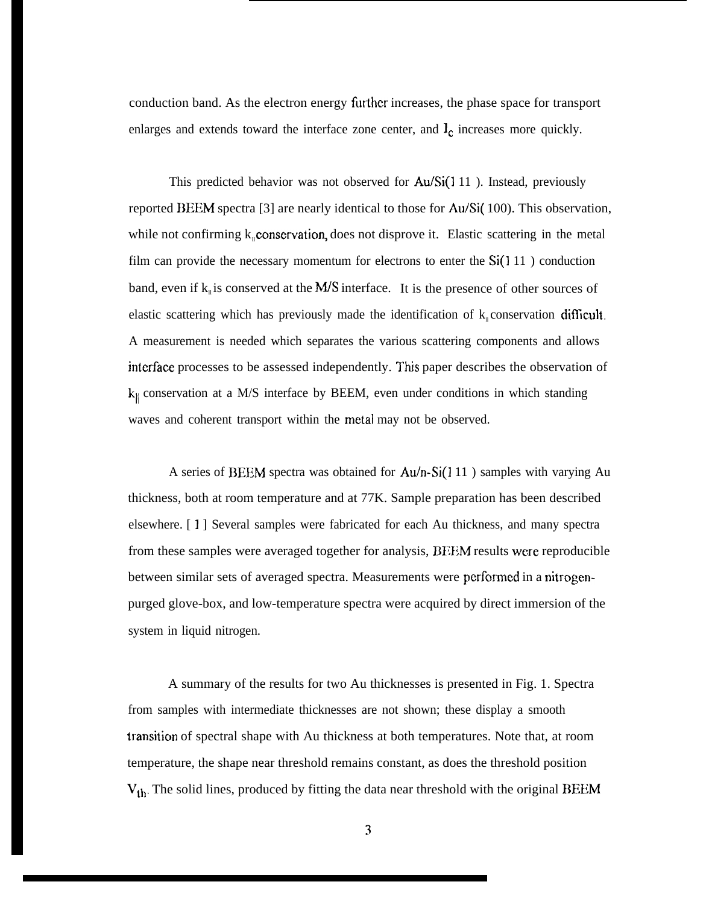conduction band. As the electron energy further increases, the phase space for transport enlarges and extends toward the interface zone center, and $I_c$ increases more quickly.

This predicted behavior was not observed for Au/Si(111). Instead, previously reported BEEM spectra [3] are nearly identical to those for Au/Si(100). This observation, while not confirming $k_{\parallel}$ conservation, does not disprove it. Elastic scattering in the metal film can provide the necessary momentum for electrons to enter the Si(111) conduction band, even if $k_{\parallel}$ is conserved at the M/S interface. It is the presence of other sources of elastic scattering which has previously made the identification of $k_{\parallel}$ conservation difficult. A measurement is needed which separates the various scattering components and allows interface processes to be assessed independently. This paper describes the observation of $k_{\parallel}$ conservation at a M/S interface by BEEM, even under conditions in which standing waves and coherent transport within the metal may not be observed.

A series of BEEM spectra was obtained for Au/n-Si(111) samples with varying Au thickness, both at room temperature and at 77K. Sample preparation has been described elsewhere. [1] Several samples were fabricated for each Au thickness, and many spectra from these samples were averaged together for analysis, BEEM results were reproducible between similar sets of averaged spectra. Measurements were performed in a nitrogen-purged glove-box, and low-temperature spectra were acquired by direct immersion of the system in liquid nitrogen.

A summary of the results for two Au thicknesses is presented in Fig. 1. Spectra from samples with intermediate thicknesses are not shown; these display a smooth transition of spectral shape with Au thickness at both temperatures. Note that, at room temperature, the shape near threshold remains constant, as does the threshold position $V_{th}$. The solid lines, produced by fitting the data near threshold with the original BEEM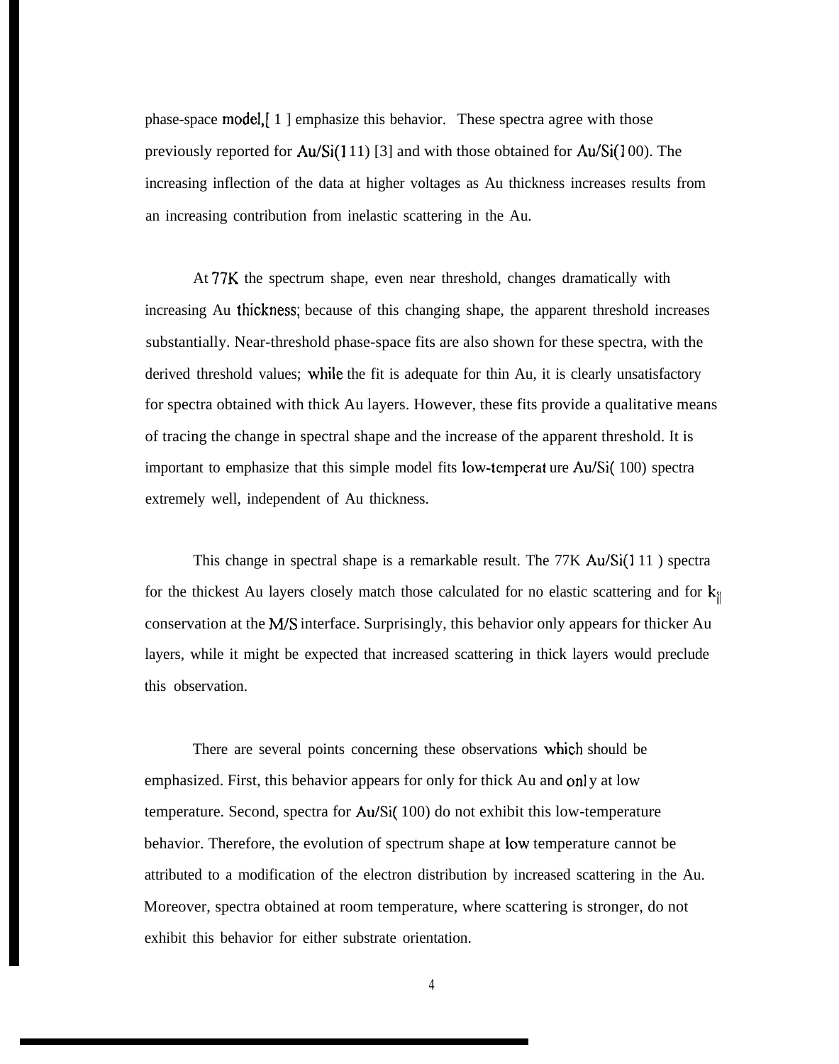phase-space model,[1] emphasize this behavior. These spectra agree with those previously reported for Au/Si(111) [3] and with those obtained for Au/Si(100). The increasing inflection of the data at higher voltages as Au thickness increases results from an increasing contribution from inelastic scattering in the Au.

At 77K the spectrum shape, even near threshold, changes dramatically with increasing Au thickness; because of this changing shape, the apparent threshold increases substantially. Near-threshold phase-space fits are also shown for these spectra, with the derived threshold values; while the fit is adequate for thin Au, it is clearly unsatisfactory for spectra obtained with thick Au layers. However, these fits provide a qualitative means of tracing the change in spectral shape and the increase of the apparent threshold. It is important to emphasize that this simple model fits low-temperature Au/Si(100) spectra extremely well, independent of Au thickness.

This change in spectral shape is a remarkable result. The 77K Au/Si(111) spectra for the thickest Au layers closely match those calculated for no elastic scattering and for $k_{\|}$ conservation at the M/S interface. Surprisingly, this behavior only appears for thicker Au layers, while it might be expected that increased scattering in thick layers would preclude this observation.

There are several points concerning these observations which should be emphasized. First, this behavior appears for only for thick Au and only at low temperature. Second, spectra for Au/Si(100) do not exhibit this low-temperature behavior. Therefore, the evolution of spectrum shape at low temperature cannot be attributed to a modification of the electron distribution by increased scattering in the Au. Moreover, spectra obtained at room temperature, where scattering is stronger, do not exhibit this behavior for either substrate orientation.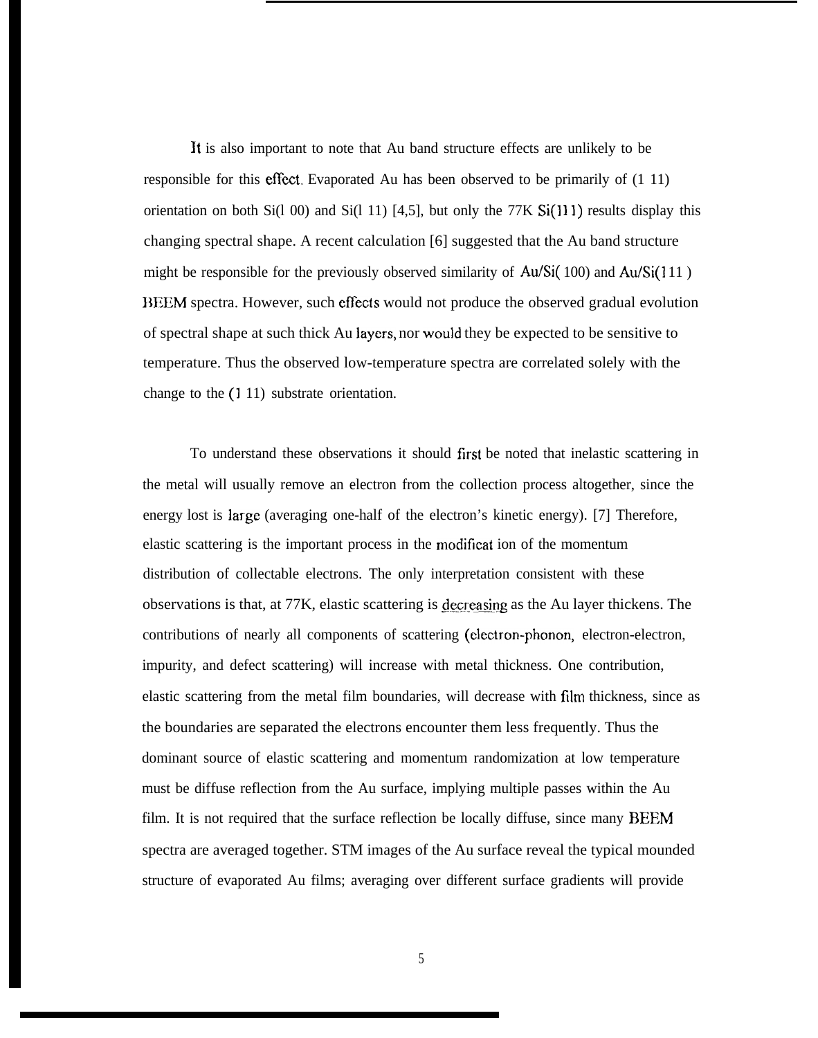It is also important to note that Au band structure effects are unlikely to be responsible for this effect. Evaporated Au has been observed to be primarily of (111) orientation on both Si(100) and Si(111) [4,5], but only the 77K Si(111) results display this changing spectral shape. A recent calculation [6] suggested that the Au band structure might be responsible for the previously observed similarity of Au/Si(100) and Au/Si(111) BEEM spectra. However, such effects would not produce the observed gradual evolution of spectral shape at such thick Au layers, nor would they be expected to be sensitive to temperature. Thus the observed low-temperature spectra are correlated solely with the change to the (111) substrate orientation.

To understand these observations it should first be noted that inelastic scattering in the metal will usually remove an electron from the collection process altogether, since the energy lost is large (averaging one-half of the electron's kinetic energy). [7] Therefore, elastic scattering is the important process in the modification of the momentum distribution of collectable electrons. The only interpretation consistent with these observations is that, at 77K, elastic scattering is decreasing as the Au layer thickens. The contributions of nearly all components of scattering (electron-phonon, electron-electron, impurity, and defect scattering) will increase with metal thickness. One contribution, elastic scattering from the metal film boundaries, will decrease with film thickness, since as the boundaries are separated the electrons encounter them less frequently. Thus the dominant source of elastic scattering and momentum randomization at low temperature must be diffuse reflection from the Au surface, implying multiple passes within the Au film. It is not required that the surface reflection be locally diffuse, since many BEEM spectra are averaged together. STM images of the Au surface reveal the typical mounded structure of evaporated Au films; averaging over different surface gradients will provide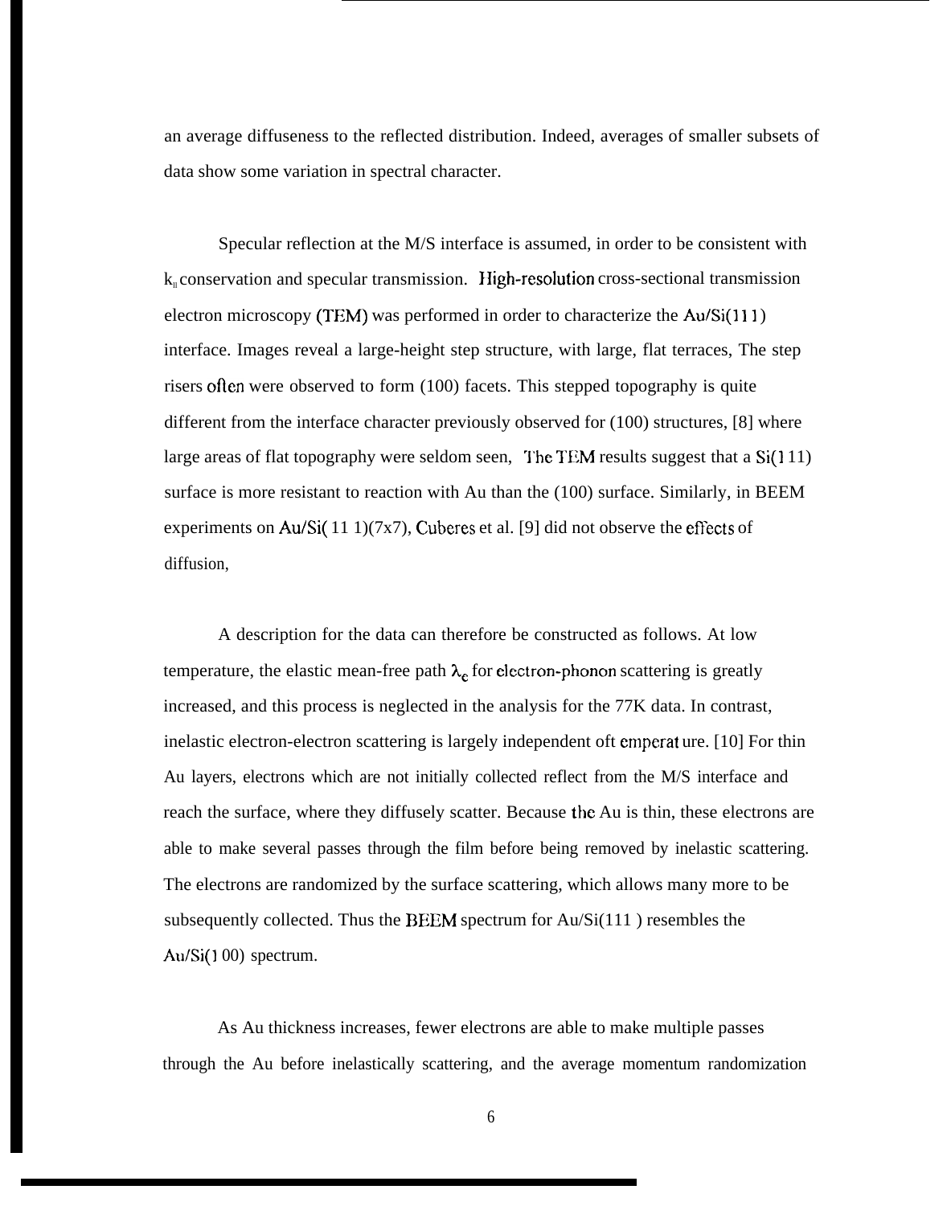an average diffuseness to the reflected distribution. Indeed, averages of smaller subsets of data show some variation in spectral character.

Specular reflection at the M/S interface is assumed, in order to be consistent with $k_{ll}$ conservation and specular transmission. High-resolution cross-sectional transmission electron microscopy (TEM) was performed in order to characterize the Au/Si(111) interface. Images reveal a large-height step structure, with large, flat terraces, The step risers often were observed to form (100) facets. This stepped topography is quite different from the interface character previously observed for (100) structures, [8] where large areas of flat topography were seldom seen, The TEM results suggest that a Si(111) surface is more resistant to reaction with Au than the (100) surface. Similarly, in BEEM experiments on Au/Si(111)(7x7), Cuberes et al. [9] did not observe the effects of diffusion,

A description for the data can therefore be constructed as follows. At low temperature, the elastic mean-free path $\lambda_e$ for electron-phonon scattering is greatly increased, and this process is neglected in the analysis for the 77K data. In contrast, inelastic electron-electron scattering is largely independent of temperature. [10] For thin Au layers, electrons which are not initially collected reflect from the M/S interface and reach the surface, where they diffusely scatter. Because the Au is thin, these electrons are able to make several passes through the film before being removed by inelastic scattering. The electrons are randomized by the surface scattering, which allows many more to be subsequently collected. Thus the BEEM spectrum for Au/Si(111) resembles the Au/Si(100) spectrum.

As Au thickness increases, fewer electrons are able to make multiple passes through the Au before inelastically scattering, and the average momentum randomization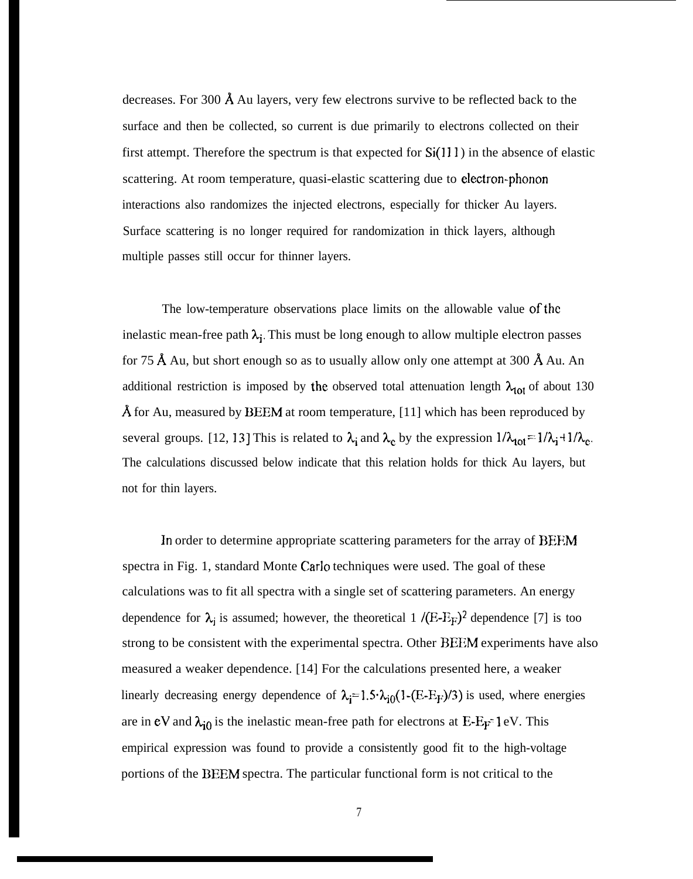decreases. For 300 Å Au layers, very few electrons survive to be reflected back to the surface and then be collected, so current is due primarily to electrons collected on their first attempt. Therefore the spectrum is that expected for Si(111) in the absence of elastic scattering. At room temperature, quasi-elastic scattering due to electron-phonon interactions also randomizes the injected electrons, especially for thicker Au layers. Surface scattering is no longer required for randomization in thick layers, although multiple passes still occur for thinner layers.

The low-temperature observations place limits on the allowable value of the inelastic mean-free path $\lambda_i$. This must be long enough to allow multiple electron passes for 75 Å Au, but short enough so as to usually allow only one attempt at 300 Å Au. An additional restriction is imposed by the observed total attenuation length $\lambda_{tot}$ of about 130 Å for Au, measured by BEEM at room temperature, [11] which has been reproduced by several groups. [12, 13] This is related to $\lambda_i$ and $\lambda_c$ by the expression $1/\lambda_{tot} = 1/\lambda_i + 1/\lambda_c$. The calculations discussed below indicate that this relation holds for thick Au layers, but not for thin layers.

In order to determine appropriate scattering parameters for the array of BEEM spectra in Fig. 1, standard Monte Carlo techniques were used. The goal of these calculations was to fit all spectra with a single set of scattering parameters. An energy dependence for $\lambda_i$ is assumed; however, the theoretical $1/(E-E_F)^2$ dependence [7] is too strong to be consistent with the experimental spectra. Other BEEM experiments have also measured a weaker dependence. [14] For the calculations presented here, a weaker linearly decreasing energy dependence of $\lambda_i = 1.5 \cdot \lambda_{i0}(1-(E-E_F)/3)$ is used, where energies are in eV and $\lambda_{i0}$ is the inelastic mean-free path for electrons at $E-E_F = 1$ eV. This empirical expression was found to provide a consistently good fit to the high-voltage portions of the BEEM spectra. The particular functional form is not critical to the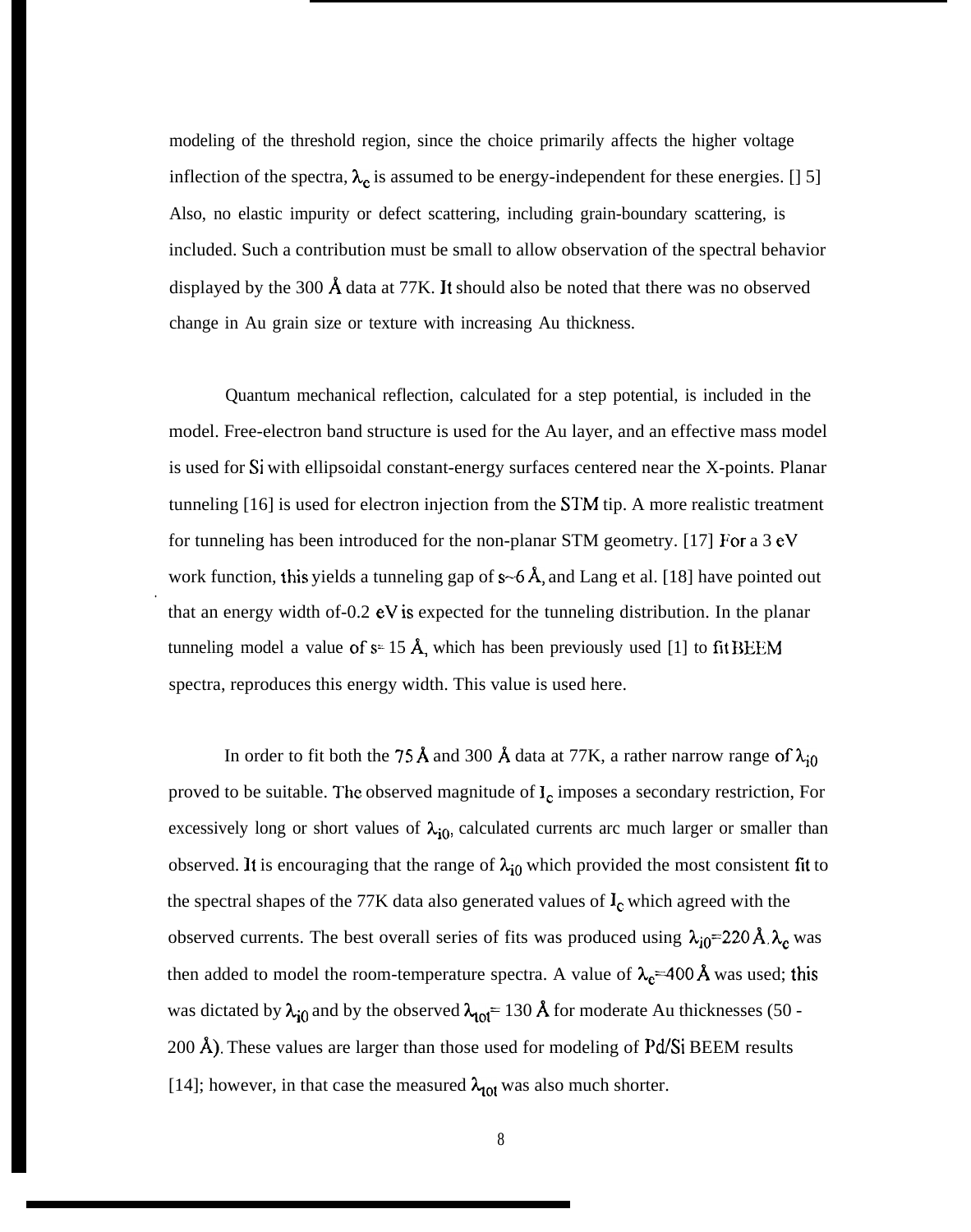modeling of the threshold region, since the choice primarily affects the higher voltage inflection of the spectra, $\lambda_c$ is assumed to be energy-independent for these energies. [] 5] Also, no elastic impurity or defect scattering, including grain-boundary scattering, is included. Such a contribution must be small to allow observation of the spectral behavior displayed by the 300 Å data at 77K. It should also be noted that there was no observed change in Au grain size or texture with increasing Au thickness.

Quantum mechanical reflection, calculated for a step potential, is included in the model. Free-electron band structure is used for the Au layer, and an effective mass model is used for Si with ellipsoidal constant-energy surfaces centered near the X-points. Planar tunneling [16] is used for electron injection from the STM tip. A more realistic treatment for tunneling has been introduced for the non-planar STM geometry. [17] For a 3 eV work function, this yields a tunneling gap of s~6 Å, and Lang et al. [18] have pointed out that an energy width of-0.2 eV is expected for the tunneling distribution. In the planar tunneling model a value of s= 15 Å, which has been previously used [1] to fit BEEM spectra, reproduces this energy width. This value is used here.

In order to fit both the 75 Å and 300 Å data at 77K, a rather narrow range of $\lambda_{i0}$ proved to be suitable. The observed magnitude of $I_c$ imposes a secondary restriction, For excessively long or short values of $\lambda_{i0}$, calculated currents arc much larger or smaller than observed. It is encouraging that the range of $\lambda_{i0}$ which provided the most consistent fit to the spectral shapes of the 77K data also generated values of $I_c$ which agreed with the observed currents. The best overall series of fits was produced using $\lambda_{i0}$=220 Å. $\lambda_c$ was then added to model the room-temperature spectra. A value of $\lambda_c$=400 Å was used; this was dictated by $\lambda_{i0}$ and by the observed $\lambda_{tot}$= 130 Å for moderate Au thicknesses (50 - 200 Å). These values are larger than those used for modeling of Pd/Si BEEM results [14]; however, in that case the measured $\lambda_{tot}$ was also much shorter.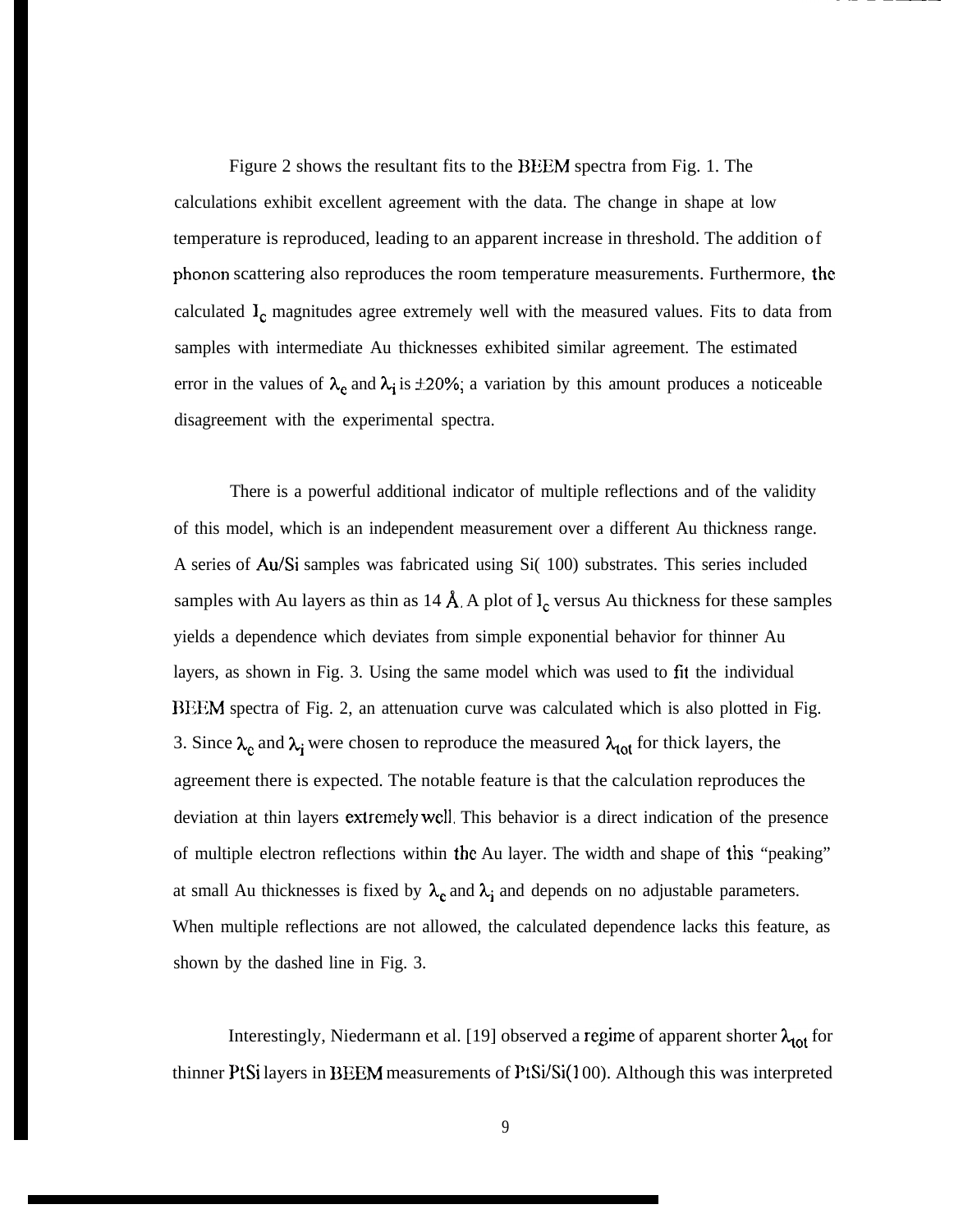Figure 2 shows the resultant fits to the BEEM spectra from Fig. 1. The calculations exhibit excellent agreement with the data. The change in shape at low temperature is reproduced, leading to an apparent increase in threshold. The addition of phonon scattering also reproduces the room temperature measurements. Furthermore, the calculated $I_c$ magnitudes agree extremely well with the measured values. Fits to data from samples with intermediate Au thicknesses exhibited similar agreement. The estimated error in the values of $\lambda_e$ and $\lambda_i$ is $\pm 20\%$; a variation by this amount produces a noticeable disagreement with the experimental spectra.

There is a powerful additional indicator of multiple reflections and of the validity of this model, which is an independent measurement over a different Au thickness range. A series of Au/Si samples was fabricated using Si(100) substrates. This series included samples with Au layers as thin as 14 Å. A plot of $I_c$ versus Au thickness for these samples yields a dependence which deviates from simple exponential behavior for thinner Au layers, as shown in Fig. 3. Using the same model which was used to fit the individual BEEM spectra of Fig. 2, an attenuation curve was calculated which is also plotted in Fig. 3. Since $\lambda_e$ and $\lambda_i$ were chosen to reproduce the measured $\lambda_{tot}$ for thick layers, the agreement there is expected. The notable feature is that the calculation reproduces the deviation at thin layers extremely well. This behavior is a direct indication of the presence of multiple electron reflections within the Au layer. The width and shape of this "peaking" at small Au thicknesses is fixed by $\lambda_e$ and $\lambda_i$ and depends on no adjustable parameters. When multiple reflections are not allowed, the calculated dependence lacks this feature, as shown by the dashed line in Fig. 3.

Interestingly, Niedermann et al. [19] observed a regime of apparent shorter $\lambda_{tot}$ for thinner PtSi layers in BEEM measurements of PtSi/Si(100). Although this was interpreted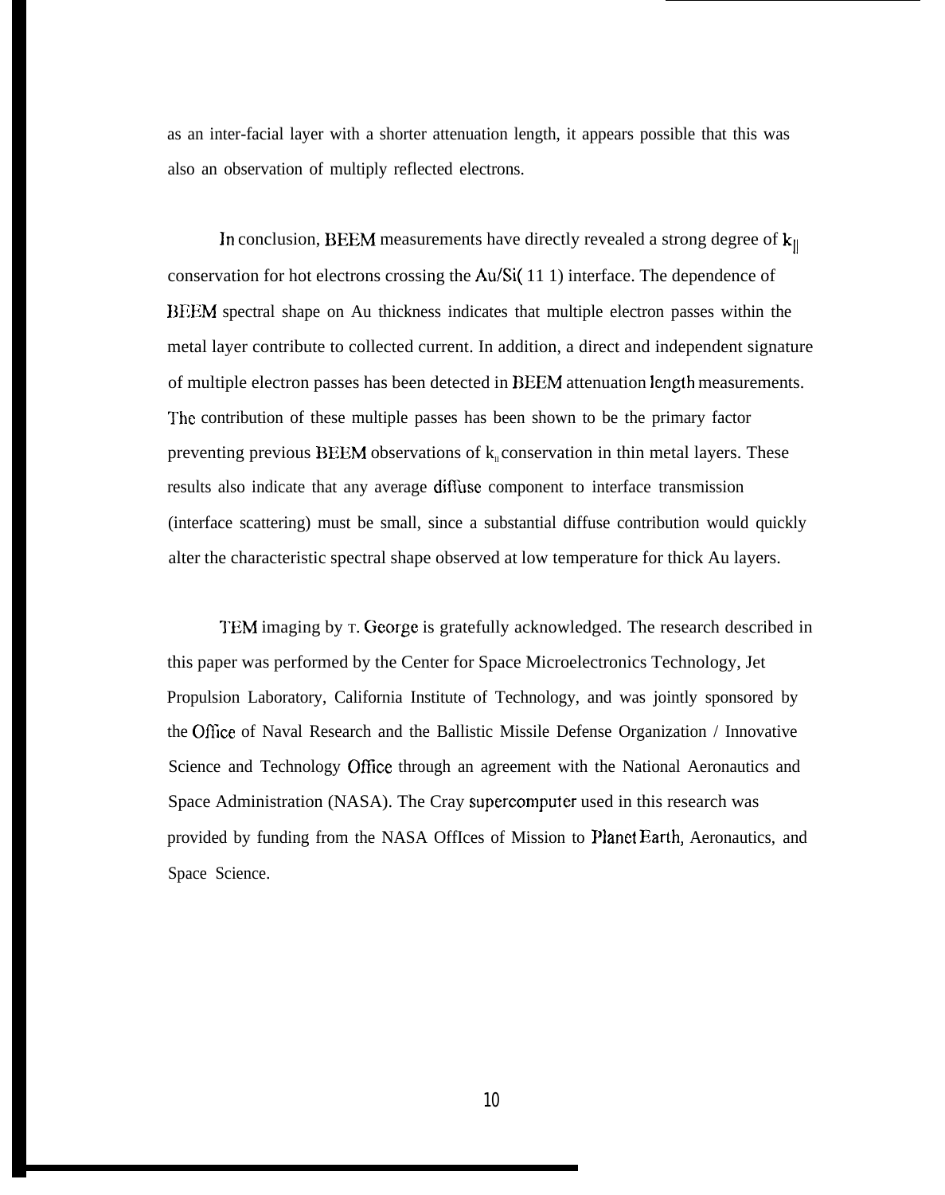as an inter-facial layer with a shorter attenuation length, it appears possible that this was also an observation of multiply reflected electrons.

In conclusion, BEEM measurements have directly revealed a strong degree of $k_{||}$ conservation for hot electrons crossing the Au/Si(111) interface. The dependence of BEEM spectral shape on Au thickness indicates that multiple electron passes within the metal layer contribute to collected current. In addition, a direct and independent signature of multiple electron passes has been detected in BEEM attenuation length measurements. The contribution of these multiple passes has been shown to be the primary factor preventing previous BEEM observations of $k_{||}$ conservation in thin metal layers. These results also indicate that any average diffuse component to interface transmission (interface scattering) must be small, since a substantial diffuse contribution would quickly alter the characteristic spectral shape observed at low temperature for thick Au layers.

TEM imaging by T. George is gratefully acknowledged. The research described in this paper was performed by the Center for Space Microelectronics Technology, Jet Propulsion Laboratory, California Institute of Technology, and was jointly sponsored by the Office of Naval Research and the Ballistic Missile Defense Organization / Innovative Science and Technology Office through an agreement with the National Aeronautics and Space Administration (NASA). The Cray supercomputer used in this research was provided by funding from the NASA OffIces of Mission to Planet Earth, Aeronautics, and Space Science.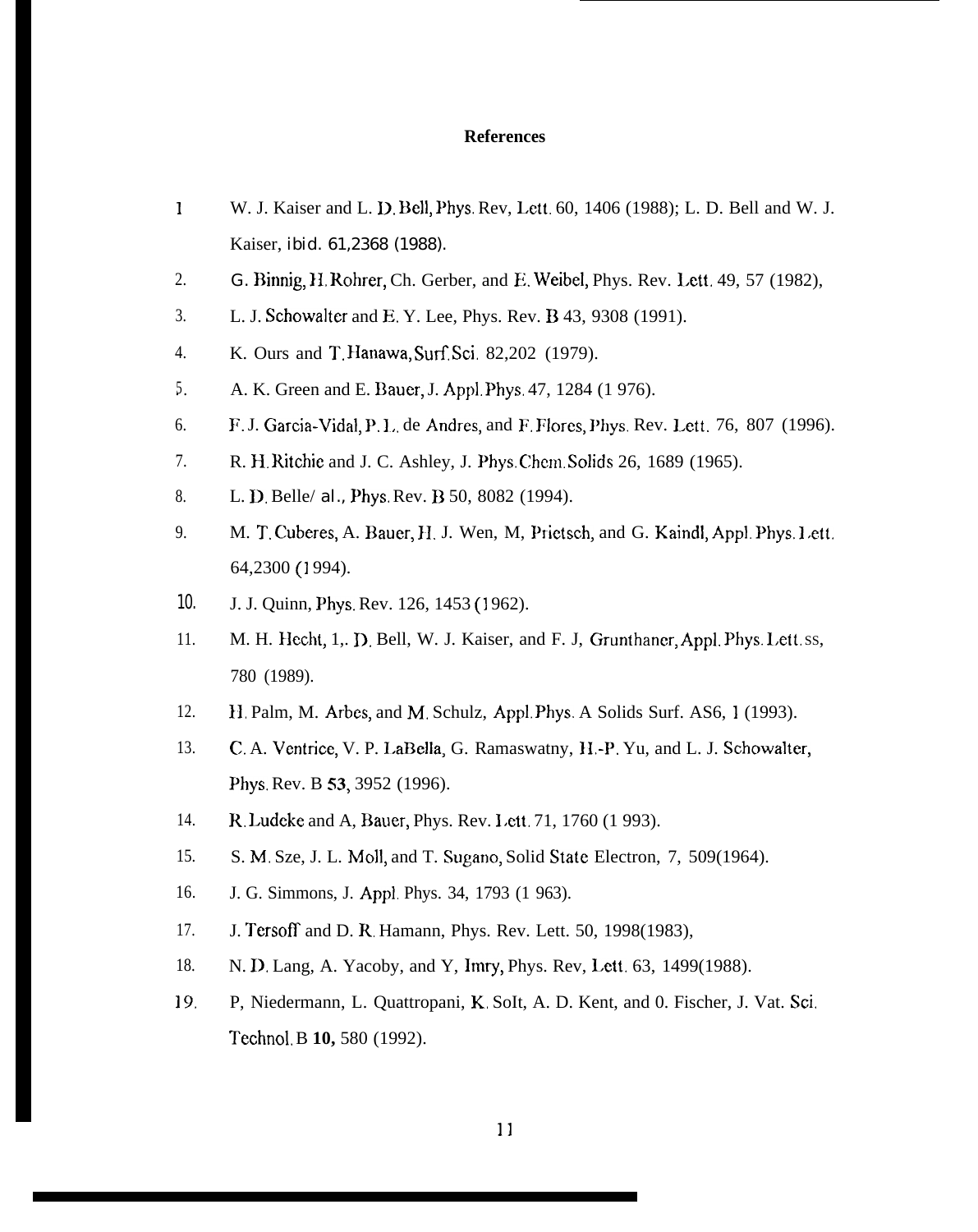## References

1. W. J. Kaiser and L. D. Bell, Phys. Rev, Lett. 60, 1406 (1988); L. D. Bell and W. J. Kaiser, ibid. 61,2368 (1988).
2. G. Binnig, H. Rohrer, Ch. Gerber, and E. Weibel, Phys. Rev. Lett. 49, 57 (1982),
3. L. J. Schowalter and E. Y. Lee, Phys. Rev. B 43, 9308 (1991).
4. K. Ours and T. Hanawa, Surf. Sci. 82,202 (1979).
5. A. K. Green and E. Bauer, J. Appl. Phys. 47, 1284 (1 976).
6. F. J. Garcia-Vidal, P. L. de Andres, and F. Flores, Phys. Rev. Lett. 76, 807 (1996).
7. R. H. Ritchie and J. C. Ashley, J. Phys. Chem. Solids 26, 1689 (1965).
8. L. D. Belle/ al., Phys. Rev. B 50, 8082 (1994).
9. M. T. Cuberes, A. Bauer, H. J. Wen, M, Prietsch, and G. Kaindl, Appl. Phys. Lett. 64,2300 (1 994).
10. J. J. Quinn, Phys. Rev. 126, 1453 (1962).
11. M. H. Hecht, 1,. D. Bell, W. J. Kaiser, and F. J, Grunthaner, Appl. Phys. Lett. ss, 780 (1989).
12. H. Palm, M. Arbes, and M. Schulz, Appl. Phys. A Solids Surf. AS6, 1 (1993).
13. C. A. Ventrice, V. P. LaBella, G. Ramaswatny, H.-P. Yu, and L. J. Schowalter, Phys. Rev. B **53**, 3952 (1996).
14. R. Ludeke and A, Bauer, Phys. Rev. Lett. 71, 1760 (1 993).
15. S. M. Sze, J. L. Moll, and T. Sugano, Solid State Electron, 7, 509(1964).
16. J. G. Simmons, J. Appl. Phys. 34, 1793 (1 963).
17. J. Tersoff and D. R. Hamann, Phys. Rev. Lett. 50, 1998(1983),
18. N. D. Lang, A. Yacoby, and Y, Imry, Phys. Rev, Lett. 63, 1499(1988).
19. P, Niedermann, L. Quattropani, K. SoIt, A. D. Kent, and 0. Fischer, J. Vat. Sci. Technol. B **10,** 580 (1992).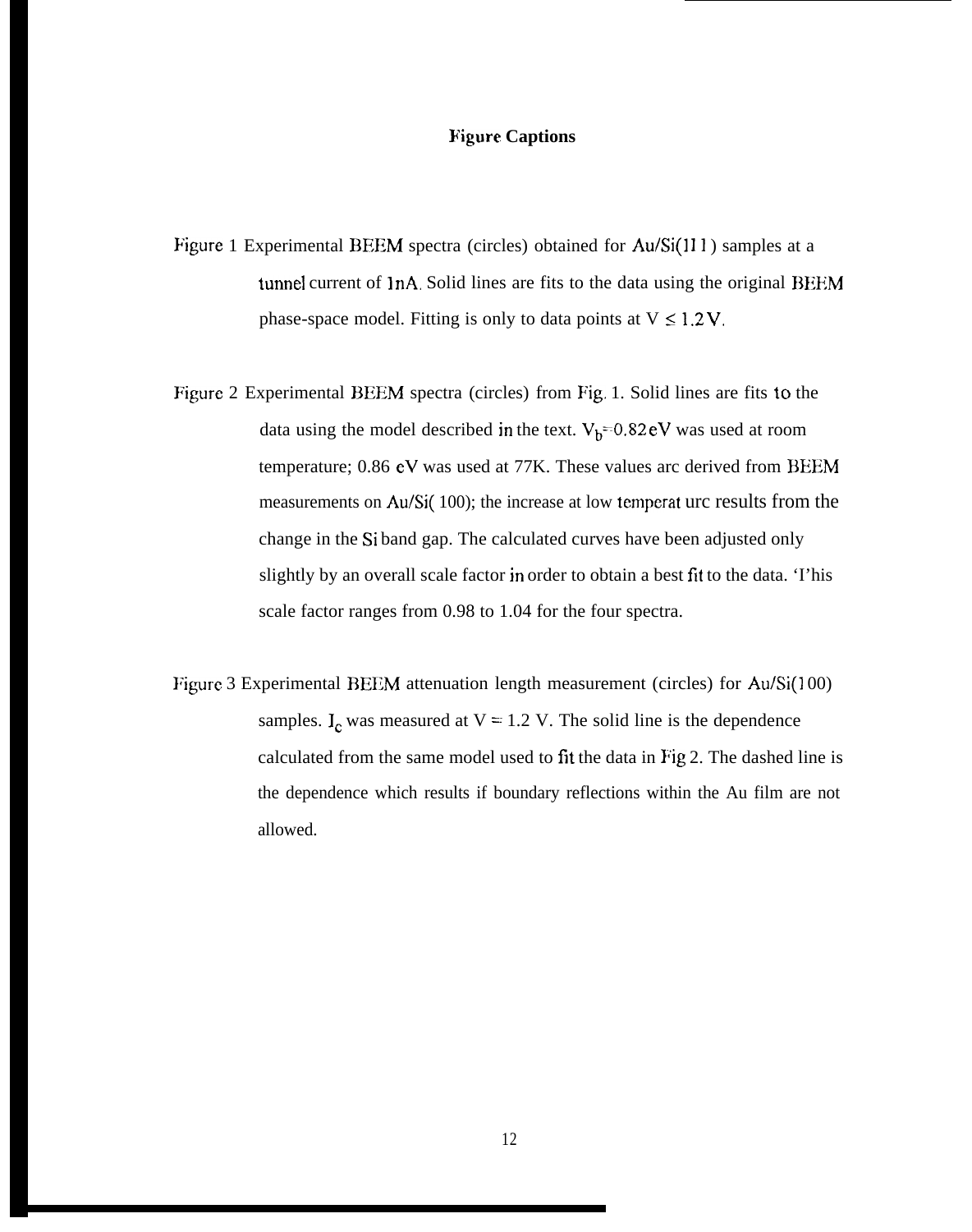## Figure Captions

Figure 1 Experimental BEEM spectra (circles) obtained for Au/Si(111) samples at a tunnel current of 1nA. Solid lines are fits to the data using the original BEEM phase-space model. Fitting is only to data points at V $\leq$ 1.2 V.

Figure 2 Experimental BEEM spectra (circles) from Fig. 1. Solid lines are fits to the data using the model described in the text. $V_b$=0.82 eV was used at room temperature; 0.86 eV was used at 77K. These values arc derived from BEEM measurements on Au/Si(100); the increase at low temperat urc results from the change in the Si band gap. The calculated curves have been adjusted only slightly by an overall scale factor in order to obtain a best fit to the data. 'I'his scale factor ranges from 0.98 to 1.04 for the four spectra.

Figure 3 Experimental BEEM attenuation length measurement (circles) for Au/Si(100) samples. $I_c$ was measured at V = 1.2 V. The solid line is the dependence calculated from the same model used to fit the data in Fig 2. The dashed line is the dependence which results if boundary reflections within the Au film are not allowed.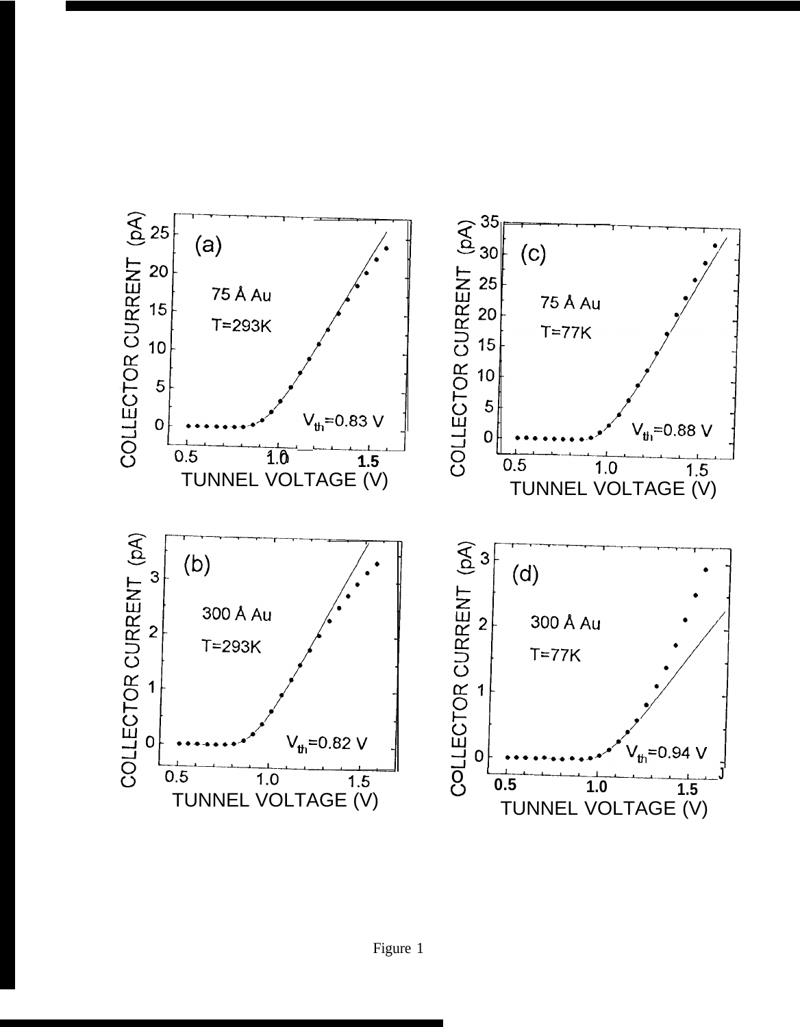Figure 1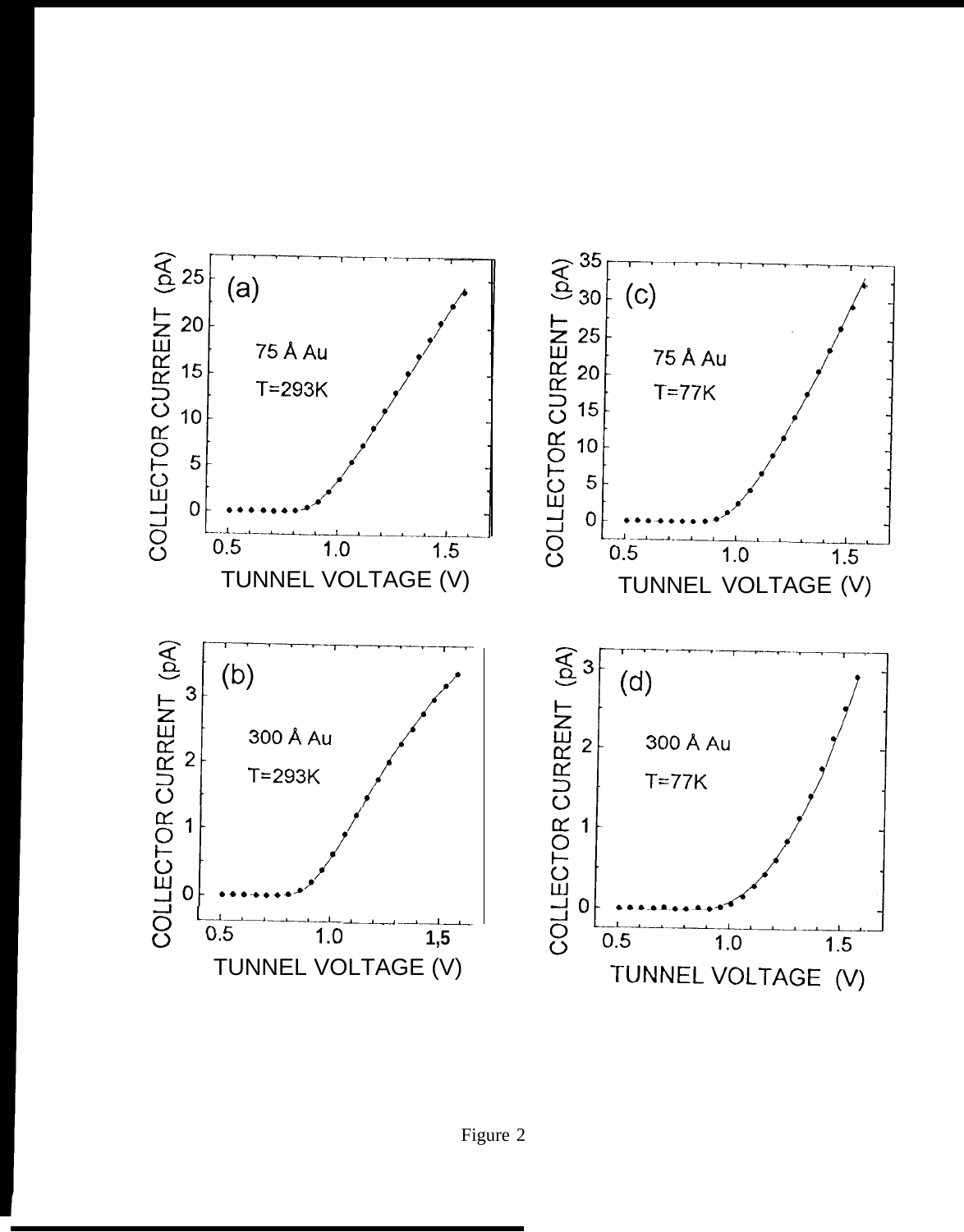Figure 2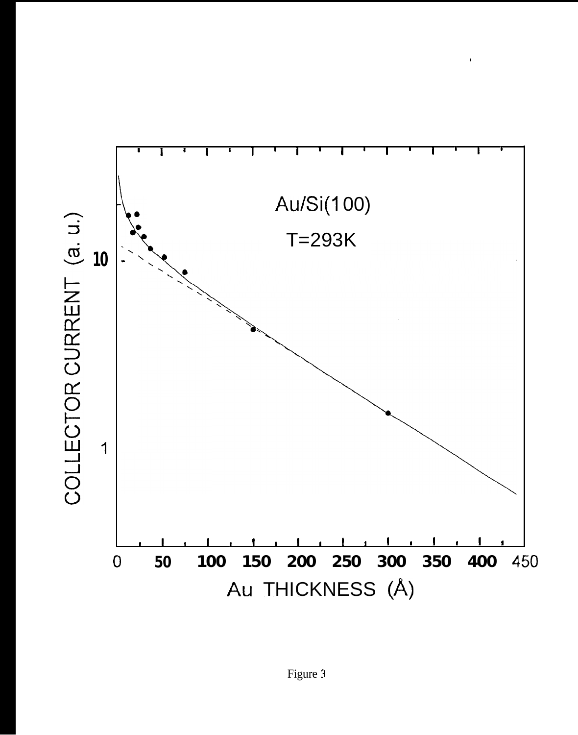Au/Si(100)

T=293K

COLLECTOR CURRENT (a. u.)

10

1

0 50 100 150 200 250 300 350 400 450

Au THICKNESS (Å)

Figure 3